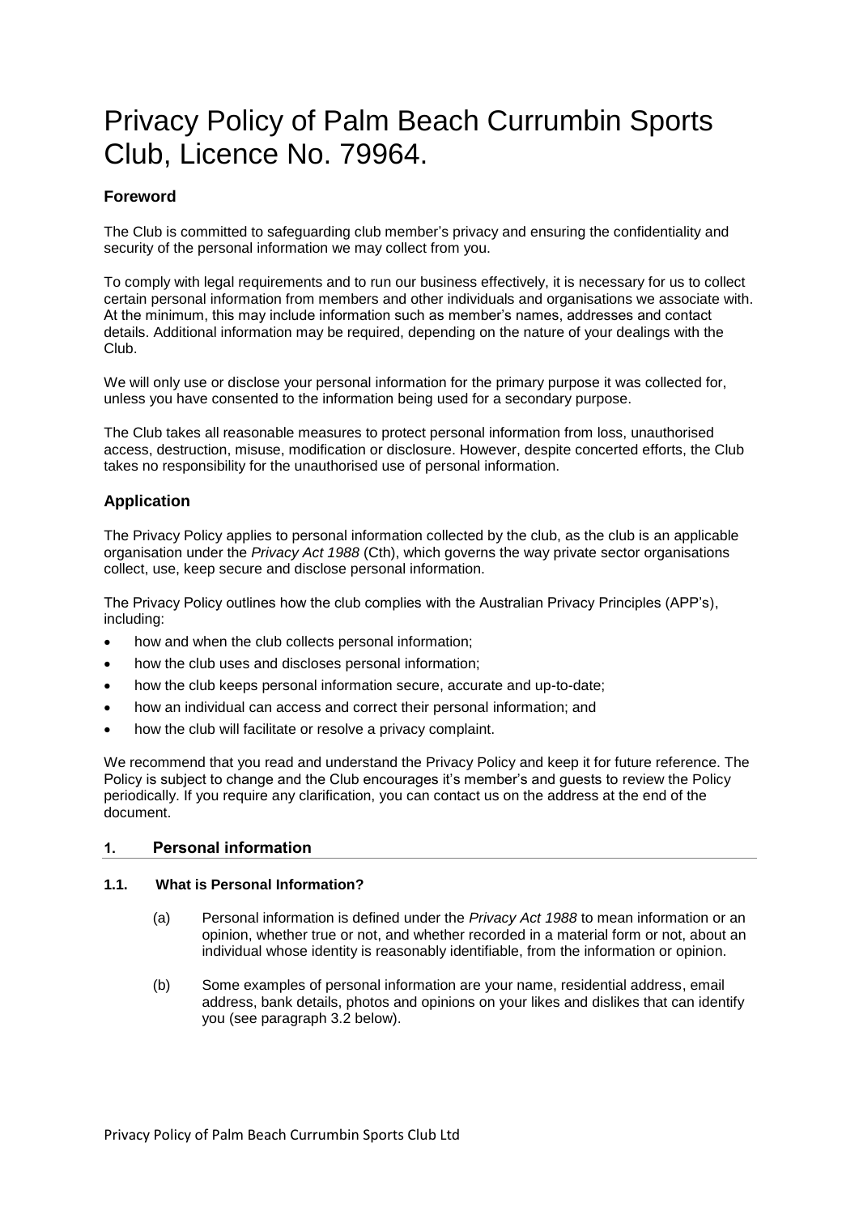# Privacy Policy of Palm Beach Currumbin Sports Club, Licence No. 79964.

### Foreword

The Club is committed to safeguarding club member's privacy and ensuring the confidentiality and security of the personal information we may collect from you.

To comply with legal requirements and to run our business effectively, it is necessary for us to collect certain personal information from members and other individuals and organisations we associate with. At the minimum, this may include information such as member's names, addresses and contact details. Additional information may be required, depending on the nature of your dealings with the Club.

We will only use or disclose your personal information for the primary purpose it was collected for, unless you have consented to the information being used for a secondary purpose.

The Club takes all reasonable measures to protect personal information from loss, unauthorised access, destruction, misuse, modification or disclosure. However, despite concerted efforts, the Club takes no responsibility for the unauthorised use of personal information.

## Application

The Privacy Policy applies to personal information collected by the club, as the club is an applicable organisation under the *Privacy Act 1988* (Cth), which governs the way private sector organisations collect, use, keep secure and disclose personal information.

The Privacy Policy outlines how the club complies with the Australian Privacy Principles (APP's), including:

- how and when the club collects personal information;
- how the club uses and discloses personal information;
- how the club keeps personal information secure, accurate and up-to-date;
- how an individual can access and correct their personal information; and
- how the club will facilitate or resolve a privacy complaint.

We recommend that you read and understand the Privacy Policy and keep it for future reference. The Policy is subject to change and the Club encourages it's member's and guests to review the Policy periodically. If you require any clarification, you can contact us on the address at the end of the document.

### 1. Personal information

#### 1.1. What is Personal Information?

(a) Personal information is defined under the *Privacy Act 1988* to mean information or an opinion, whether true or not, and whether recorded in a material form or not, about an individual whose identity is reasonably identifiable, from the information or opinion.

(b) Some examples of personal information are your name, residential address, email address, bank details, photos and opinions on your likes and dislikes that can identify you (see paragraph 3.2 below).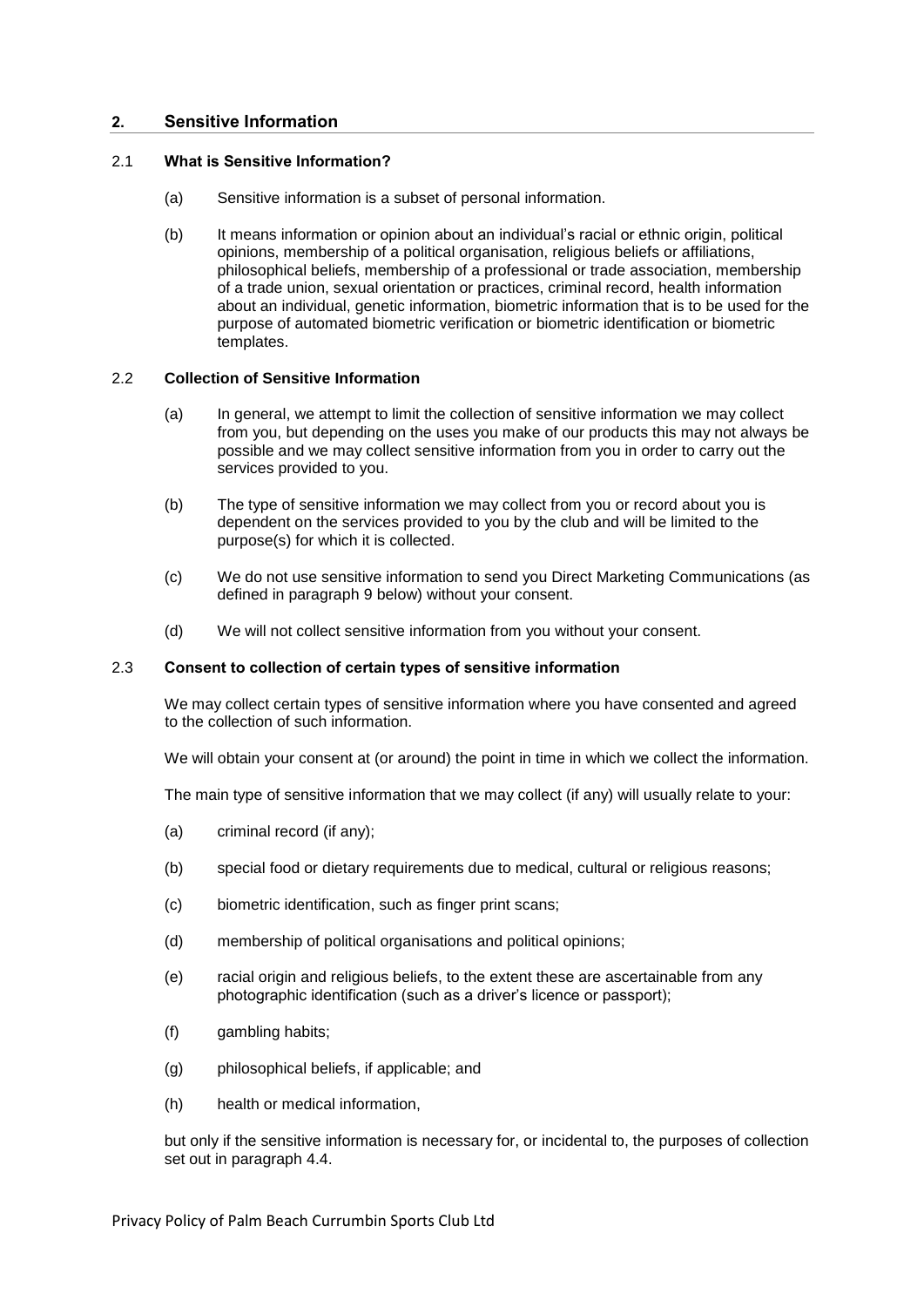## 2. Sensitive Information

### 2.1 What is Sensitive Information?

(a) Sensitive information is a subset of personal information.

(b) It means information or opinion about an individual's racial or ethnic origin, political opinions, membership of a political organisation, religious beliefs or affiliations, philosophical beliefs, membership of a professional or trade association, membership of a trade union, sexual orientation or practices, criminal record, health information about an individual, genetic information, biometric information that is to be used for the purpose of automated biometric verification or biometric identification or biometric templates.

### 2.2 Collection of Sensitive Information

(a) In general, we attempt to limit the collection of sensitive information we may collect from you, but depending on the uses you make of our products this may not always be possible and we may collect sensitive information from you in order to carry out the services provided to you.

(b) The type of sensitive information we may collect from you or record about you is dependent on the services provided to you by the club and will be limited to the purpose(s) for which it is collected.

(c) We do not use sensitive information to send you Direct Marketing Communications (as defined in paragraph 9 below) without your consent.

(d) We will not collect sensitive information from you without your consent.

### 2.3 Consent to collection of certain types of sensitive information

We may collect certain types of sensitive information where you have consented and agreed to the collection of such information.

We will obtain your consent at (or around) the point in time in which we collect the information.

The main type of sensitive information that we may collect (if any) will usually relate to your:

(a) criminal record (if any);

(b) special food or dietary requirements due to medical, cultural or religious reasons;

(c) biometric identification, such as finger print scans;

(d) membership of political organisations and political opinions;

(e) racial origin and religious beliefs, to the extent these are ascertainable from any photographic identification (such as a driver's licence or passport);

(f) gambling habits;

(g) philosophical beliefs, if applicable; and

(h) health or medical information,

but only if the sensitive information is necessary for, or incidental to, the purposes of collection set out in paragraph 4.4.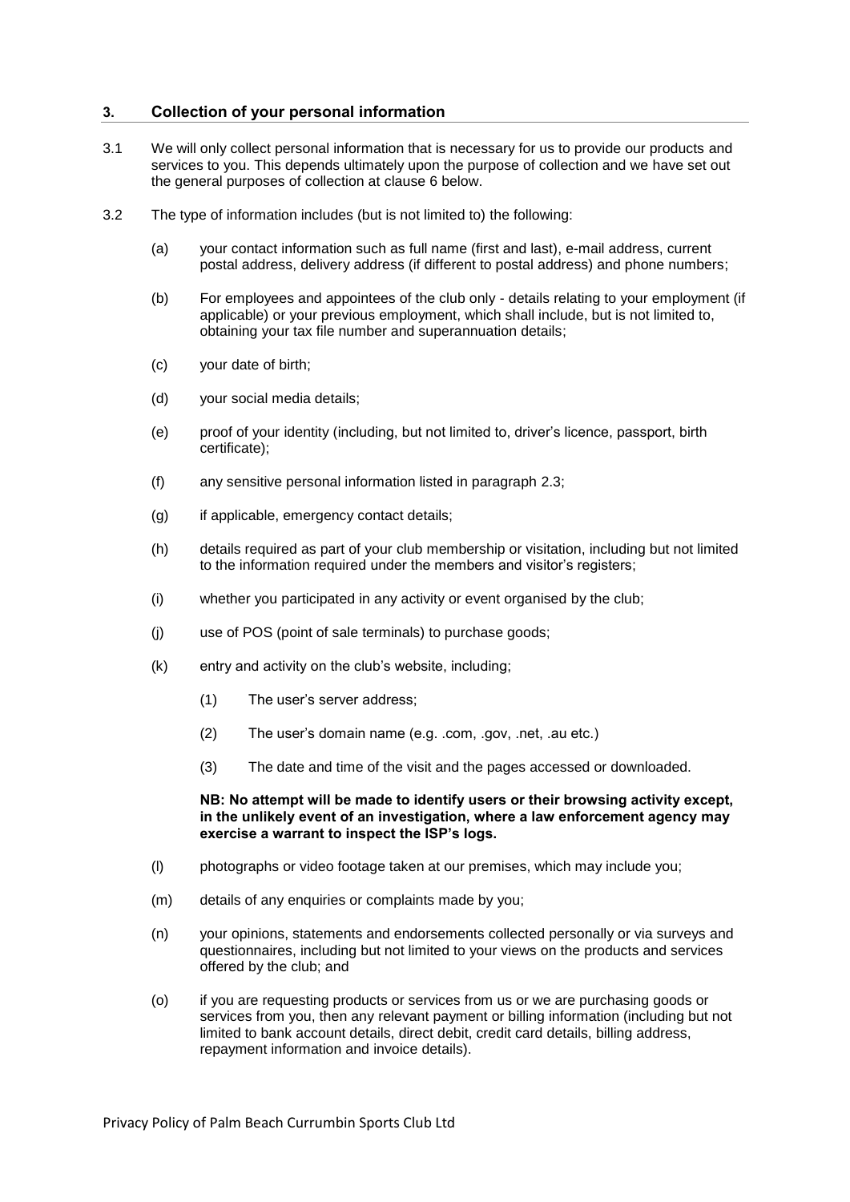## 3. Collection of your personal information

3.1 We will only collect personal information that is necessary for us to provide our products and services to you. This depends ultimately upon the purpose of collection and we have set out the general purposes of collection at clause 6 below.

3.2 The type of information includes (but is not limited to) the following:

(a) your contact information such as full name (first and last), e-mail address, current postal address, delivery address (if different to postal address) and phone numbers;

(b) For employees and appointees of the club only - details relating to your employment (if applicable) or your previous employment, which shall include, but is not limited to, obtaining your tax file number and superannuation details;

(c) your date of birth;

(d) your social media details;

(e) proof of your identity (including, but not limited to, driver's licence, passport, birth certificate);

(f) any sensitive personal information listed in paragraph 2.3;

(g) if applicable, emergency contact details;

(h) details required as part of your club membership or visitation, including but not limited to the information required under the members and visitor's registers;

(i) whether you participated in any activity or event organised by the club;

(j) use of POS (point of sale terminals) to purchase goods;

(k) entry and activity on the club's website, including;

(1) The user's server address;

(2) The user's domain name (e.g. .com, .gov, .net, .au etc.)

(3) The date and time of the visit and the pages accessed or downloaded.

**NB: No attempt will be made to identify users or their browsing activity except, in the unlikely event of an investigation, where a law enforcement agency may exercise a warrant to inspect the ISP's logs.**

(l) photographs or video footage taken at our premises, which may include you;

(m) details of any enquiries or complaints made by you;

(n) your opinions, statements and endorsements collected personally or via surveys and questionnaires, including but not limited to your views on the products and services offered by the club; and

(o) if you are requesting products or services from us or we are purchasing goods or services from you, then any relevant payment or billing information (including but not limited to bank account details, direct debit, credit card details, billing address, repayment information and invoice details).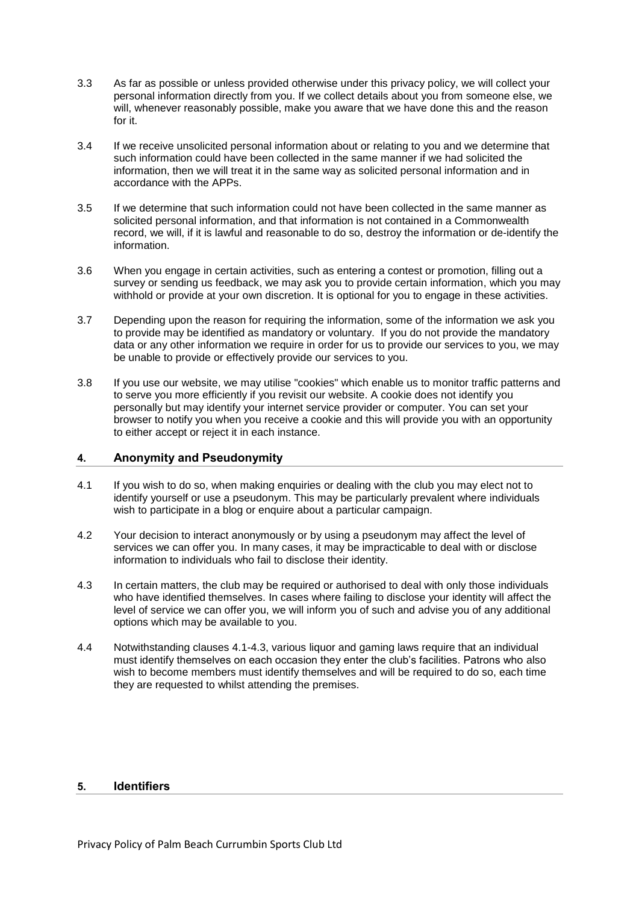3.3 As far as possible or unless provided otherwise under this privacy policy, we will collect your personal information directly from you. If we collect details about you from someone else, we will, whenever reasonably possible, make you aware that we have done this and the reason for it.

3.4 If we receive unsolicited personal information about or relating to you and we determine that such information could have been collected in the same manner if we had solicited the information, then we will treat it in the same way as solicited personal information and in accordance with the APPs.

3.5 If we determine that such information could not have been collected in the same manner as solicited personal information, and that information is not contained in a Commonwealth record, we will, if it is lawful and reasonable to do so, destroy the information or de-identify the information.

3.6 When you engage in certain activities, such as entering a contest or promotion, filling out a survey or sending us feedback, we may ask you to provide certain information, which you may withhold or provide at your own discretion. It is optional for you to engage in these activities.

3.7 Depending upon the reason for requiring the information, some of the information we ask you to provide may be identified as mandatory or voluntary. If you do not provide the mandatory data or any other information we require in order for us to provide our services to you, we may be unable to provide or effectively provide our services to you.

3.8 If you use our website, we may utilise "cookies" which enable us to monitor traffic patterns and to serve you more efficiently if you revisit our website. A cookie does not identify you personally but may identify your internet service provider or computer. You can set your browser to notify you when you receive a cookie and this will provide you with an opportunity to either accept or reject it in each instance.

## 4. Anonymity and Pseudonymity

4.1 If you wish to do so, when making enquiries or dealing with the club you may elect not to identify yourself or use a pseudonym. This may be particularly prevalent where individuals wish to participate in a blog or enquire about a particular campaign.

4.2 Your decision to interact anonymously or by using a pseudonym may affect the level of services we can offer you. In many cases, it may be impracticable to deal with or disclose information to individuals who fail to disclose their identity.

4.3 In certain matters, the club may be required or authorised to deal with only those individuals who have identified themselves. In cases where failing to disclose your identity will affect the level of service we can offer you, we will inform you of such and advise you of any additional options which may be available to you.

4.4 Notwithstanding clauses 4.1-4.3, various liquor and gaming laws require that an individual must identify themselves on each occasion they enter the club's facilities. Patrons who also wish to become members must identify themselves and will be required to do so, each time they are requested to whilst attending the premises.

## 5. Identifiers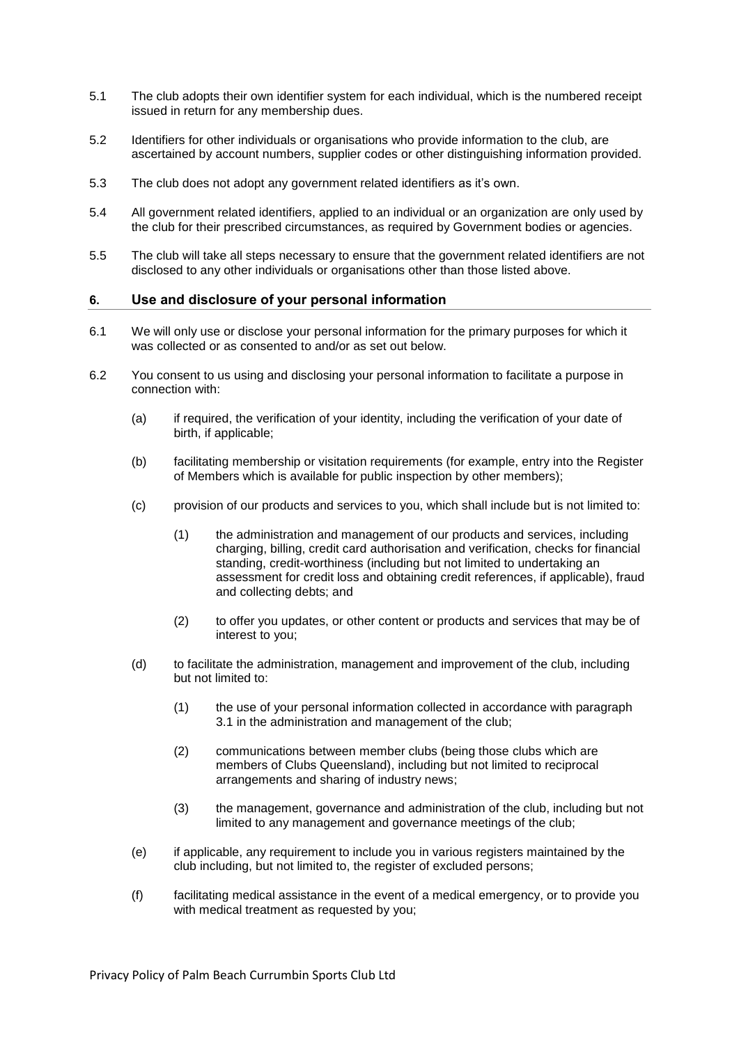5.1 The club adopts their own identifier system for each individual, which is the numbered receipt issued in return for any membership dues.

5.2 Identifiers for other individuals or organisations who provide information to the club, are ascertained by account numbers, supplier codes or other distinguishing information provided.

5.3 The club does not adopt any government related identifiers as it's own.

5.4 All government related identifiers, applied to an individual or an organization are only used by the club for their prescribed circumstances, as required by Government bodies or agencies.

5.5 The club will take all steps necessary to ensure that the government related identifiers are not disclosed to any other individuals or organisations other than those listed above.

## 6. Use and disclosure of your personal information

6.1 We will only use or disclose your personal information for the primary purposes for which it was collected or as consented to and/or as set out below.

6.2 You consent to us using and disclosing your personal information to facilitate a purpose in connection with:

(a) if required, the verification of your identity, including the verification of your date of birth, if applicable;

(b) facilitating membership or visitation requirements (for example, entry into the Register of Members which is available for public inspection by other members);

(c) provision of our products and services to you, which shall include but is not limited to:

(1) the administration and management of our products and services, including charging, billing, credit card authorisation and verification, checks for financial standing, credit-worthiness (including but not limited to undertaking an assessment for credit loss and obtaining credit references, if applicable), fraud and collecting debts; and

(2) to offer you updates, or other content or products and services that may be of interest to you;

(d) to facilitate the administration, management and improvement of the club, including but not limited to:

(1) the use of your personal information collected in accordance with paragraph 3.1 in the administration and management of the club;

(2) communications between member clubs (being those clubs which are members of Clubs Queensland), including but not limited to reciprocal arrangements and sharing of industry news;

(3) the management, governance and administration of the club, including but not limited to any management and governance meetings of the club;

(e) if applicable, any requirement to include you in various registers maintained by the club including, but not limited to, the register of excluded persons;

(f) facilitating medical assistance in the event of a medical emergency, or to provide you with medical treatment as requested by you;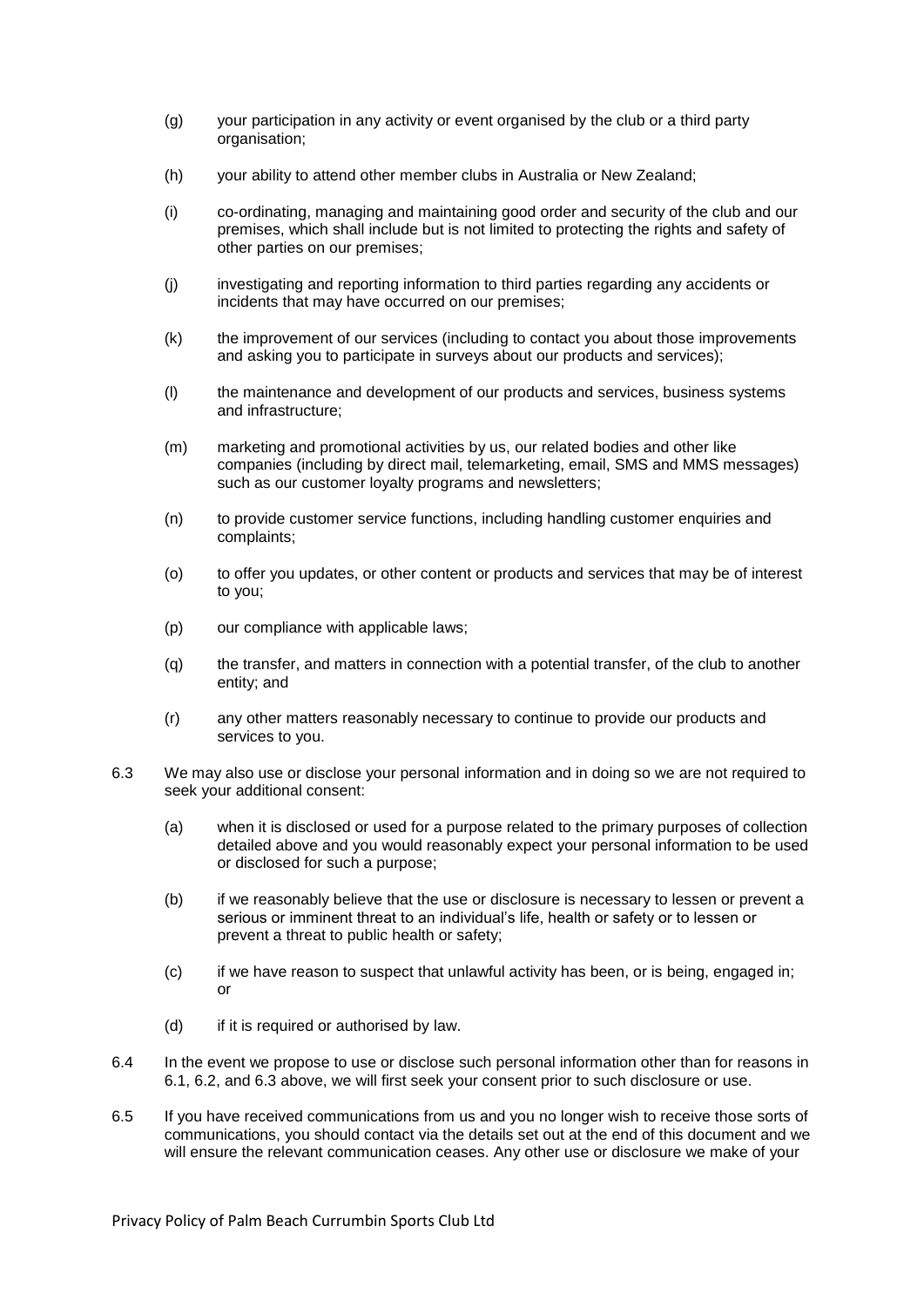(g) your participation in any activity or event organised by the club or a third party organisation;

(h) your ability to attend other member clubs in Australia or New Zealand;

(i) co-ordinating, managing and maintaining good order and security of the club and our premises, which shall include but is not limited to protecting the rights and safety of other parties on our premises;

(j) investigating and reporting information to third parties regarding any accidents or incidents that may have occurred on our premises;

(k) the improvement of our services (including to contact you about those improvements and asking you to participate in surveys about our products and services);

(l) the maintenance and development of our products and services, business systems and infrastructure;

(m) marketing and promotional activities by us, our related bodies and other like companies (including by direct mail, telemarketing, email, SMS and MMS messages) such as our customer loyalty programs and newsletters;

(n) to provide customer service functions, including handling customer enquiries and complaints;

(o) to offer you updates, or other content or products and services that may be of interest to you;

(p) our compliance with applicable laws;

(q) the transfer, and matters in connection with a potential transfer, of the club to another entity; and

(r) any other matters reasonably necessary to continue to provide our products and services to you.

6.3 We may also use or disclose your personal information and in doing so we are not required to seek your additional consent:

(a) when it is disclosed or used for a purpose related to the primary purposes of collection detailed above and you would reasonably expect your personal information to be used or disclosed for such a purpose;

(b) if we reasonably believe that the use or disclosure is necessary to lessen or prevent a serious or imminent threat to an individual's life, health or safety or to lessen or prevent a threat to public health or safety;

(c) if we have reason to suspect that unlawful activity has been, or is being, engaged in; or

(d) if it is required or authorised by law.

6.4 In the event we propose to use or disclose such personal information other than for reasons in 6.1, 6.2, and 6.3 above, we will first seek your consent prior to such disclosure or use.

6.5 If you have received communications from us and you no longer wish to receive those sorts of communications, you should contact via the details set out at the end of this document and we will ensure the relevant communication ceases. Any other use or disclosure we make of your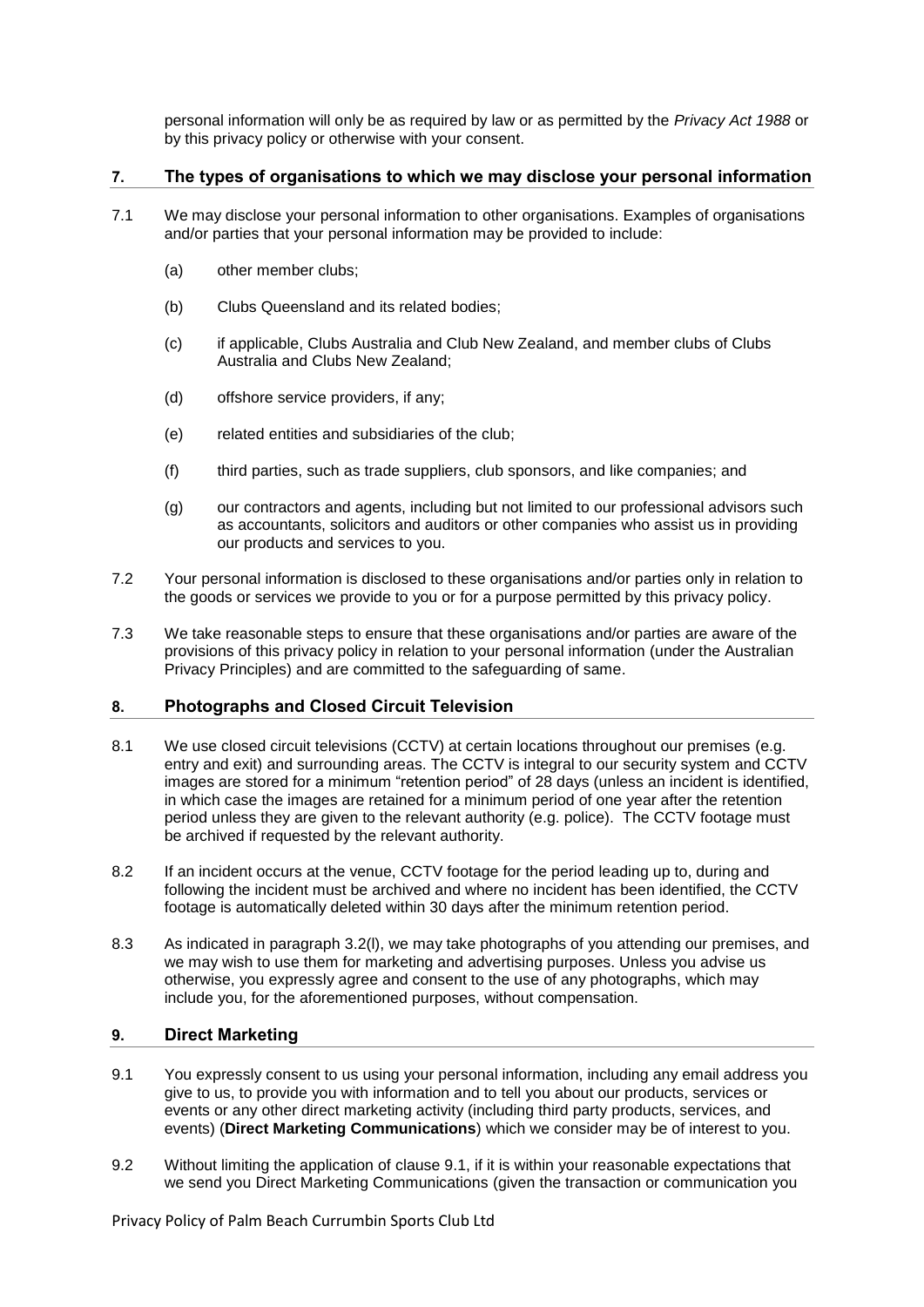personal information will only be as required by law or as permitted by the *Privacy Act 1988* or by this privacy policy or otherwise with your consent.

## 7. The types of organisations to which we may disclose your personal information

7.1 We may disclose your personal information to other organisations. Examples of organisations and/or parties that your personal information may be provided to include:

(a) other member clubs;

(b) Clubs Queensland and its related bodies;

(c) if applicable, Clubs Australia and Club New Zealand, and member clubs of Clubs Australia and Clubs New Zealand;

(d) offshore service providers, if any;

(e) related entities and subsidiaries of the club;

(f) third parties, such as trade suppliers, club sponsors, and like companies; and

(g) our contractors and agents, including but not limited to our professional advisors such as accountants, solicitors and auditors or other companies who assist us in providing our products and services to you.

7.2 Your personal information is disclosed to these organisations and/or parties only in relation to the goods or services we provide to you or for a purpose permitted by this privacy policy.

7.3 We take reasonable steps to ensure that these organisations and/or parties are aware of the provisions of this privacy policy in relation to your personal information (under the Australian Privacy Principles) and are committed to the safeguarding of same.

## 8. Photographs and Closed Circuit Television

8.1 We use closed circuit televisions (CCTV) at certain locations throughout our premises (e.g. entry and exit) and surrounding areas. The CCTV is integral to our security system and CCTV images are stored for a minimum "retention period" of 28 days (unless an incident is identified, in which case the images are retained for a minimum period of one year after the retention period unless they are given to the relevant authority (e.g. police). The CCTV footage must be archived if requested by the relevant authority.

8.2 If an incident occurs at the venue, CCTV footage for the period leading up to, during and following the incident must be archived and where no incident has been identified, the CCTV footage is automatically deleted within 30 days after the minimum retention period.

8.3 As indicated in paragraph 3.2(l), we may take photographs of you attending our premises, and we may wish to use them for marketing and advertising purposes. Unless you advise us otherwise, you expressly agree and consent to the use of any photographs, which may include you, for the aforementioned purposes, without compensation.

## 9. Direct Marketing

9.1 You expressly consent to us using your personal information, including any email address you give to us, to provide you with information and to tell you about our products, services or events or any other direct marketing activity (including third party products, services, and events) (**Direct Marketing Communications**) which we consider may be of interest to you.

9.2 Without limiting the application of clause 9.1, if it is within your reasonable expectations that we send you Direct Marketing Communications (given the transaction or communication you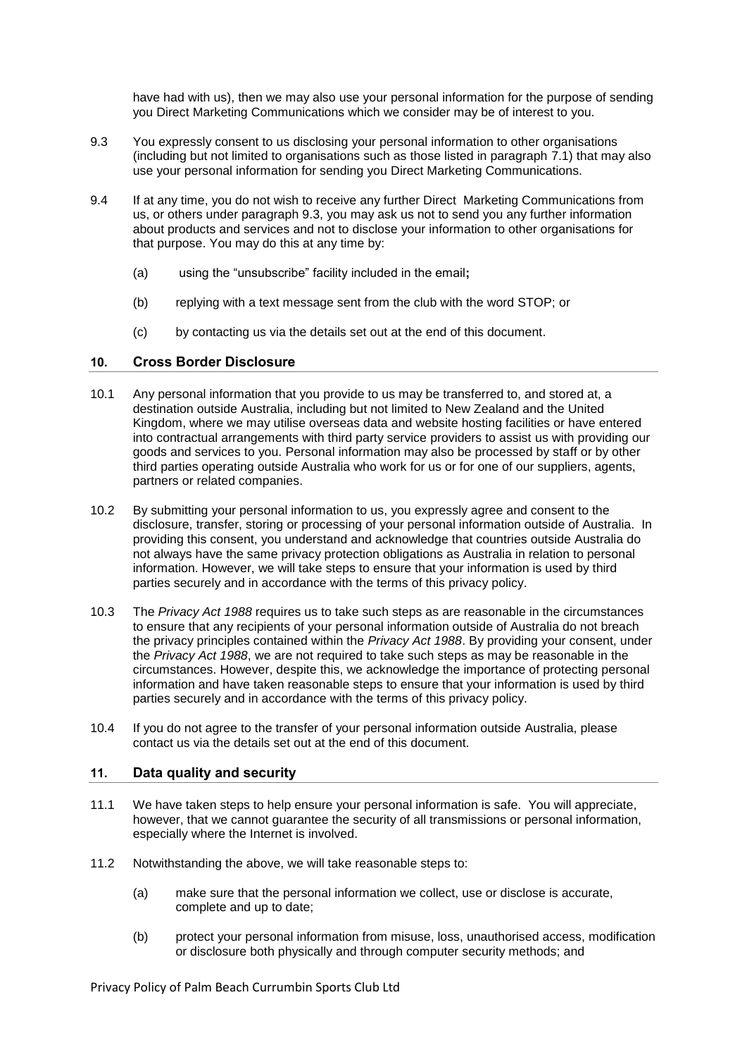have had with us), then we may also use your personal information for the purpose of sending you Direct Marketing Communications which we consider may be of interest to you.

9.3 You expressly consent to us disclosing your personal information to other organisations (including but not limited to organisations such as those listed in paragraph 7.1) that may also use your personal information for sending you Direct Marketing Communications.

9.4 If at any time, you do not wish to receive any further Direct Marketing Communications from us, or others under paragraph 9.3, you may ask us not to send you any further information about products and services and not to disclose your information to other organisations for that purpose. You may do this at any time by:

(a) using the "unsubscribe" facility included in the email**;**

(b) replying with a text message sent from the club with the word STOP; or

(c) by contacting us via the details set out at the end of this document.

## 10. Cross Border Disclosure

10.1 Any personal information that you provide to us may be transferred to, and stored at, a destination outside Australia, including but not limited to New Zealand and the United Kingdom, where we may utilise overseas data and website hosting facilities or have entered into contractual arrangements with third party service providers to assist us with providing our goods and services to you. Personal information may also be processed by staff or by other third parties operating outside Australia who work for us or for one of our suppliers, agents, partners or related companies.

10.2 By submitting your personal information to us, you expressly agree and consent to the disclosure, transfer, storing or processing of your personal information outside of Australia. In providing this consent, you understand and acknowledge that countries outside Australia do not always have the same privacy protection obligations as Australia in relation to personal information. However, we will take steps to ensure that your information is used by third parties securely and in accordance with the terms of this privacy policy.

10.3 The *Privacy Act 1988* requires us to take such steps as are reasonable in the circumstances to ensure that any recipients of your personal information outside of Australia do not breach the privacy principles contained within the *Privacy Act 1988*. By providing your consent, under the *Privacy Act 1988*, we are not required to take such steps as may be reasonable in the circumstances. However, despite this, we acknowledge the importance of protecting personal information and have taken reasonable steps to ensure that your information is used by third parties securely and in accordance with the terms of this privacy policy.

10.4 If you do not agree to the transfer of your personal information outside Australia, please contact us via the details set out at the end of this document.

## 11. Data quality and security

11.1 We have taken steps to help ensure your personal information is safe. You will appreciate, however, that we cannot guarantee the security of all transmissions or personal information, especially where the Internet is involved.

11.2 Notwithstanding the above, we will take reasonable steps to:

(a) make sure that the personal information we collect, use or disclose is accurate, complete and up to date;

(b) protect your personal information from misuse, loss, unauthorised access, modification or disclosure both physically and through computer security methods; and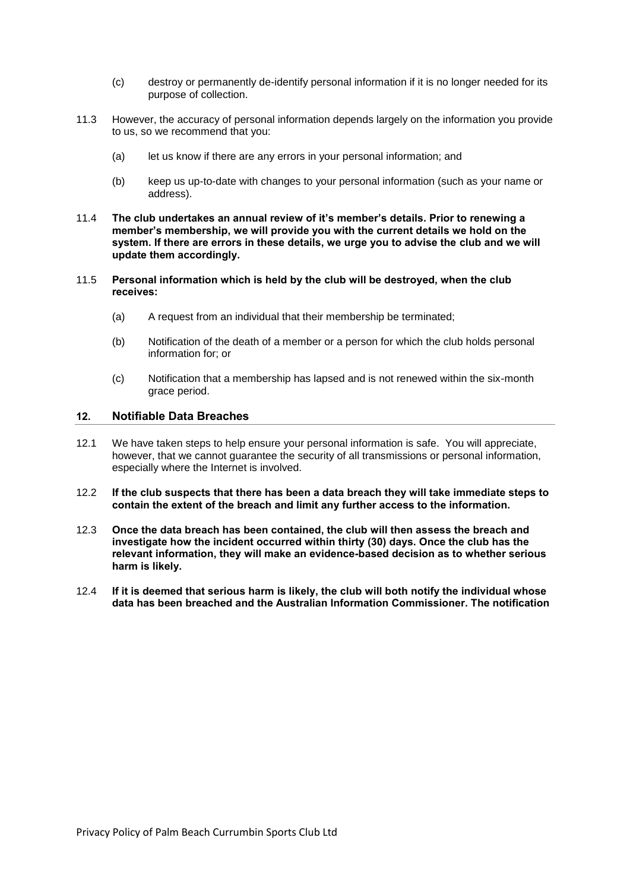(c) destroy or permanently de-identify personal information if it is no longer needed for its purpose of collection.

11.3 However, the accuracy of personal information depends largely on the information you provide to us, so we recommend that you:

(a) let us know if there are any errors in your personal information; and

(b) keep us up-to-date with changes to your personal information (such as your name or address).

11.4 **The club undertakes an annual review of it's member's details. Prior to renewing a member's membership, we will provide you with the current details we hold on the system. If there are errors in these details, we urge you to advise the club and we will update them accordingly.**

11.5 **Personal information which is held by the club will be destroyed, when the club receives:**

(a) A request from an individual that their membership be terminated;

(b) Notification of the death of a member or a person for which the club holds personal information for; or

(c) Notification that a membership has lapsed and is not renewed within the six-month grace period.

## 12. Notifiable Data Breaches

12.1 We have taken steps to help ensure your personal information is safe. You will appreciate, however, that we cannot guarantee the security of all transmissions or personal information, especially where the Internet is involved.

12.2 **If the club suspects that there has been a data breach they will take immediate steps to contain the extent of the breach and limit any further access to the information.**

12.3 **Once the data breach has been contained, the club will then assess the breach and investigate how the incident occurred within thirty (30) days. Once the club has the relevant information, they will make an evidence-based decision as to whether serious harm is likely.**

12.4 **If it is deemed that serious harm is likely, the club will both notify the individual whose data has been breached and the Australian Information Commissioner. The notification**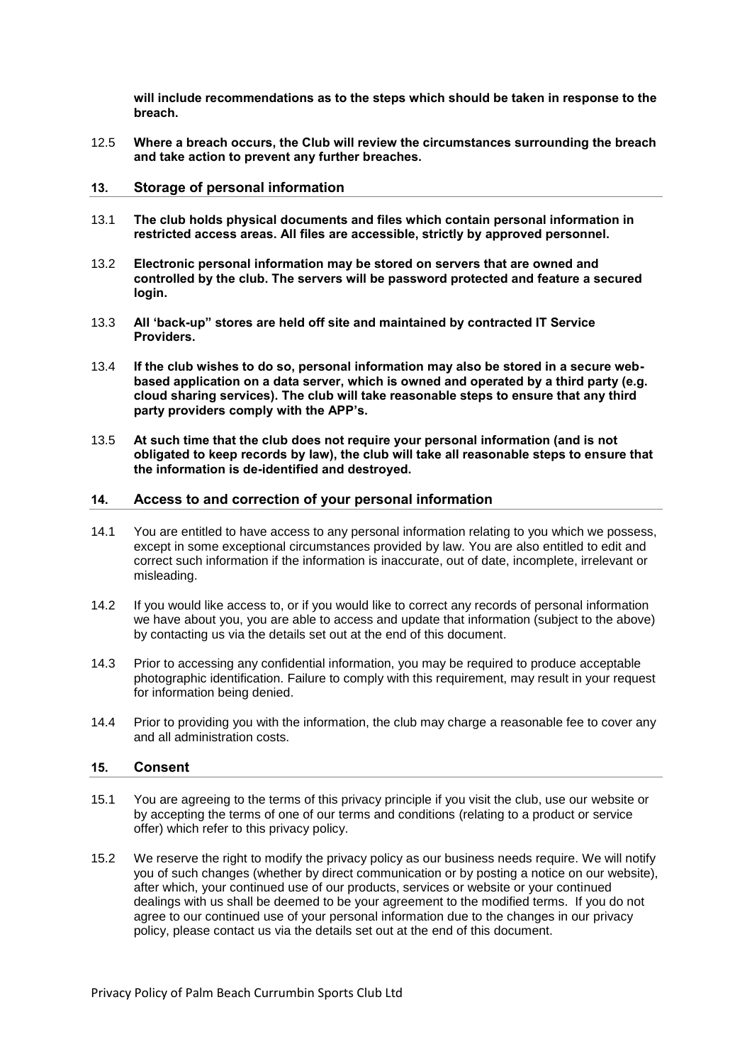**will include recommendations as to the steps which should be taken in response to the breach.**

12.5 **Where a breach occurs, the Club will review the circumstances surrounding the breach and take action to prevent any further breaches.**

## 13. Storage of personal information

13.1 **The club holds physical documents and files which contain personal information in restricted access areas. All files are accessible, strictly by approved personnel.**

13.2 **Electronic personal information may be stored on servers that are owned and controlled by the club. The servers will be password protected and feature a secured login.**

13.3 **All 'back-up" stores are held off site and maintained by contracted IT Service Providers.**

13.4 **If the club wishes to do so, personal information may also be stored in a secure web-based application on a data server, which is owned and operated by a third party (e.g. cloud sharing services). The club will take reasonable steps to ensure that any third party providers comply with the APP's.**

13.5 **At such time that the club does not require your personal information (and is not obligated to keep records by law), the club will take all reasonable steps to ensure that the information is de-identified and destroyed.**

## 14. Access to and correction of your personal information

14.1 You are entitled to have access to any personal information relating to you which we possess, except in some exceptional circumstances provided by law. You are also entitled to edit and correct such information if the information is inaccurate, out of date, incomplete, irrelevant or misleading.

14.2 If you would like access to, or if you would like to correct any records of personal information we have about you, you are able to access and update that information (subject to the above) by contacting us via the details set out at the end of this document.

14.3 Prior to accessing any confidential information, you may be required to produce acceptable photographic identification. Failure to comply with this requirement, may result in your request for information being denied.

14.4 Prior to providing you with the information, the club may charge a reasonable fee to cover any and all administration costs.

## 15. Consent

15.1 You are agreeing to the terms of this privacy principle if you visit the club, use our website or by accepting the terms of one of our terms and conditions (relating to a product or service offer) which refer to this privacy policy.

15.2 We reserve the right to modify the privacy policy as our business needs require. We will notify you of such changes (whether by direct communication or by posting a notice on our website), after which, your continued use of our products, services or website or your continued dealings with us shall be deemed to be your agreement to the modified terms. If you do not agree to our continued use of your personal information due to the changes in our privacy policy, please contact us via the details set out at the end of this document.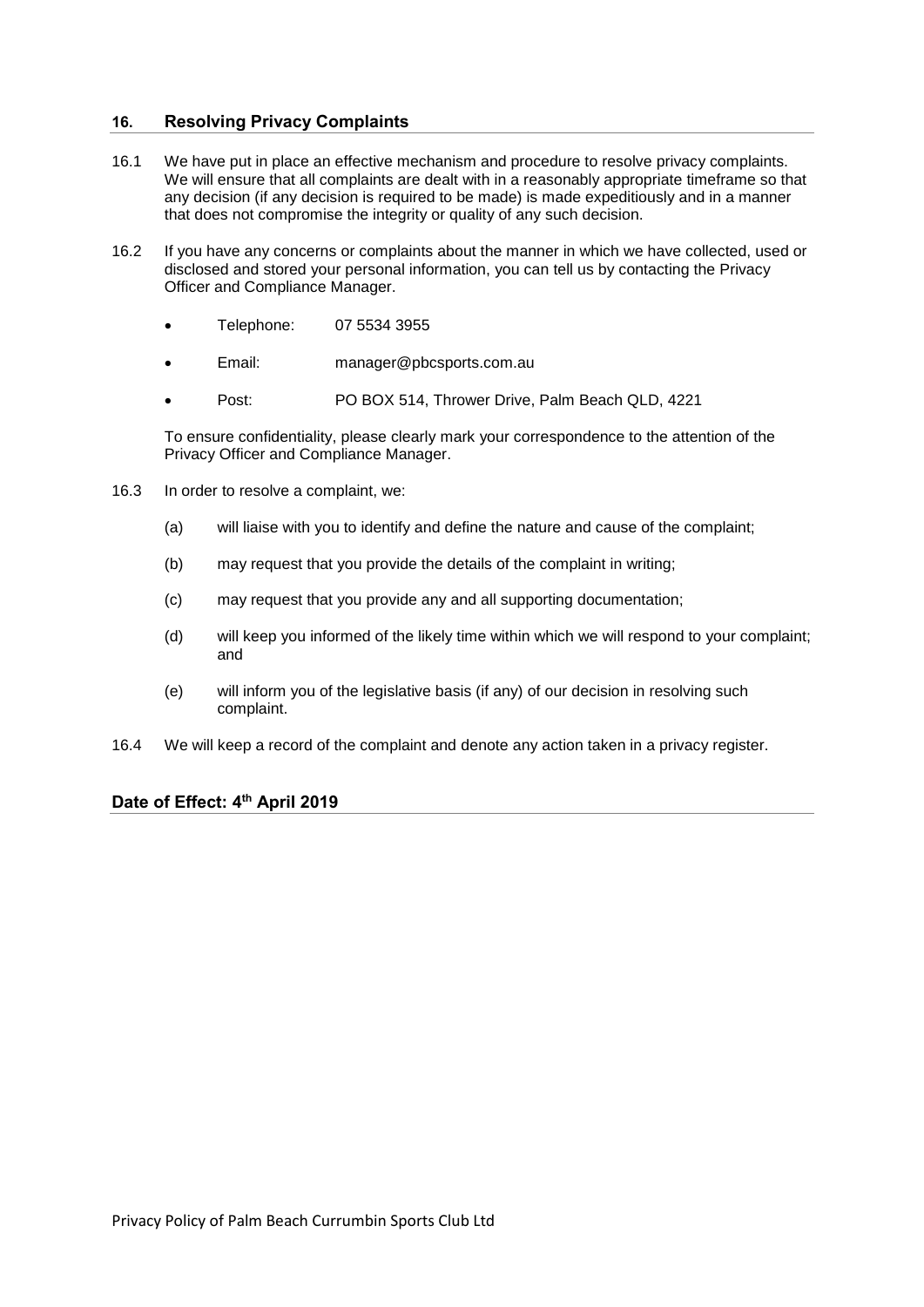## 16. Resolving Privacy Complaints

16.1 We have put in place an effective mechanism and procedure to resolve privacy complaints. We will ensure that all complaints are dealt with in a reasonably appropriate timeframe so that any decision (if any decision is required to be made) is made expeditiously and in a manner that does not compromise the integrity or quality of any such decision.

16.2 If you have any concerns or complaints about the manner in which we have collected, used or disclosed and stored your personal information, you can tell us by contacting the Privacy Officer and Compliance Manager.

- Telephone: 07 5534 3955
- Email: manager@pbcsports.com.au
- Post: PO BOX 514, Thrower Drive, Palm Beach QLD, 4221

To ensure confidentiality, please clearly mark your correspondence to the attention of the Privacy Officer and Compliance Manager.

16.3 In order to resolve a complaint, we:

(a) will liaise with you to identify and define the nature and cause of the complaint;

(b) may request that you provide the details of the complaint in writing;

(c) may request that you provide any and all supporting documentation;

(d) will keep you informed of the likely time within which we will respond to your complaint; and

(e) will inform you of the legislative basis (if any) of our decision in resolving such complaint.

16.4 We will keep a record of the complaint and denote any action taken in a privacy register.

## Date of Effect: 4th April 2019